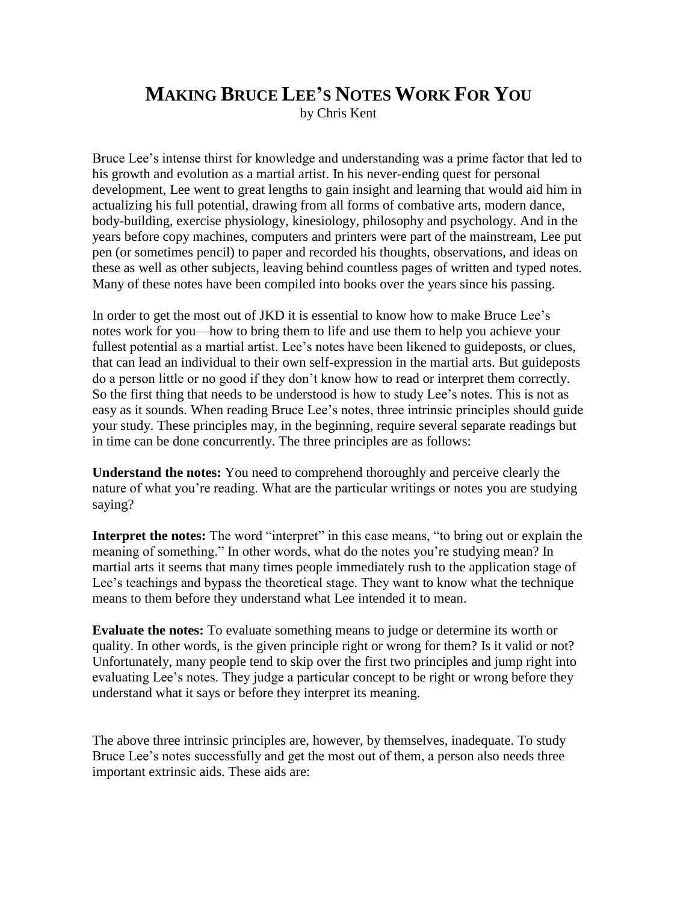# MAKING BRUCE LEE'S NOTES WORK FOR YOU

by Chris Kent

Bruce Lee's intense thirst for knowledge and understanding was a prime factor that led to his growth and evolution as a martial artist. In his never-ending quest for personal development, Lee went to great lengths to gain insight and learning that would aid him in actualizing his full potential, drawing from all forms of combative arts, modern dance, body-building, exercise physiology, kinesiology, philosophy and psychology. And in the years before copy machines, computers and printers were part of the mainstream, Lee put pen (or sometimes pencil) to paper and recorded his thoughts, observations, and ideas on these as well as other subjects, leaving behind countless pages of written and typed notes. Many of these notes have been compiled into books over the years since his passing.

In order to get the most out of JKD it is essential to know how to make Bruce Lee's notes work for you—how to bring them to life and use them to help you achieve your fullest potential as a martial artist. Lee's notes have been likened to guideposts, or clues, that can lead an individual to their own self-expression in the martial arts. But guideposts do a person little or no good if they don't know how to read or interpret them correctly. So the first thing that needs to be understood is how to study Lee's notes. This is not as easy as it sounds. When reading Bruce Lee's notes, three intrinsic principles should guide your study. These principles may, in the beginning, require several separate readings but in time can be done concurrently. The three principles are as follows:

**Understand the notes:** You need to comprehend thoroughly and perceive clearly the nature of what you're reading. What are the particular writings or notes you are studying saying?

**Interpret the notes:** The word "interpret" in this case means, "to bring out or explain the meaning of something." In other words, what do the notes you're studying mean? In martial arts it seems that many times people immediately rush to the application stage of Lee's teachings and bypass the theoretical stage. They want to know what the technique means to them before they understand what Lee intended it to mean.

**Evaluate the notes:** To evaluate something means to judge or determine its worth or quality. In other words, is the given principle right or wrong for them? Is it valid or not? Unfortunately, many people tend to skip over the first two principles and jump right into evaluating Lee's notes. They judge a particular concept to be right or wrong before they understand what it says or before they interpret its meaning.

The above three intrinsic principles are, however, by themselves, inadequate. To study Bruce Lee's notes successfully and get the most out of them, a person also needs three important extrinsic aids. These aids are: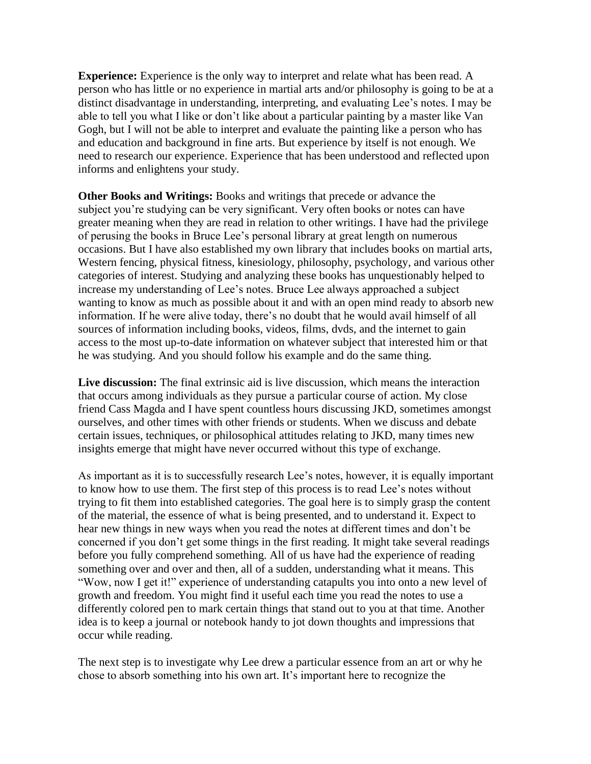**Experience:** Experience is the only way to interpret and relate what has been read. A person who has little or no experience in martial arts and/or philosophy is going to be at a distinct disadvantage in understanding, interpreting, and evaluating Lee's notes. I may be able to tell you what I like or don't like about a particular painting by a master like Van Gogh, but I will not be able to interpret and evaluate the painting like a person who has and education and background in fine arts. But experience by itself is not enough. We need to research our experience. Experience that has been understood and reflected upon informs and enlightens your study.

**Other Books and Writings:** Books and writings that precede or advance the subject you're studying can be very significant. Very often books or notes can have greater meaning when they are read in relation to other writings. I have had the privilege of perusing the books in Bruce Lee's personal library at great length on numerous occasions. But I have also established my own library that includes books on martial arts, Western fencing, physical fitness, kinesiology, philosophy, psychology, and various other categories of interest. Studying and analyzing these books has unquestionably helped to increase my understanding of Lee's notes. Bruce Lee always approached a subject wanting to know as much as possible about it and with an open mind ready to absorb new information. If he were alive today, there's no doubt that he would avail himself of all sources of information including books, videos, films, dvds, and the internet to gain access to the most up-to-date information on whatever subject that interested him or that he was studying. And you should follow his example and do the same thing.

**Live discussion:** The final extrinsic aid is live discussion, which means the interaction that occurs among individuals as they pursue a particular course of action. My close friend Cass Magda and I have spent countless hours discussing JKD, sometimes amongst ourselves, and other times with other friends or students. When we discuss and debate certain issues, techniques, or philosophical attitudes relating to JKD, many times new insights emerge that might have never occurred without this type of exchange.

As important as it is to successfully research Lee's notes, however, it is equally important to know how to use them. The first step of this process is to read Lee's notes without trying to fit them into established categories. The goal here is to simply grasp the content of the material, the essence of what is being presented, and to understand it. Expect to hear new things in new ways when you read the notes at different times and don't be concerned if you don't get some things in the first reading. It might take several readings before you fully comprehend something. All of us have had the experience of reading something over and over and then, all of a sudden, understanding what it means. This "Wow, now I get it!" experience of understanding catapults you into onto a new level of growth and freedom. You might find it useful each time you read the notes to use a differently colored pen to mark certain things that stand out to you at that time. Another idea is to keep a journal or notebook handy to jot down thoughts and impressions that occur while reading.

The next step is to investigate why Lee drew a particular essence from an art or why he chose to absorb something into his own art. It's important here to recognize the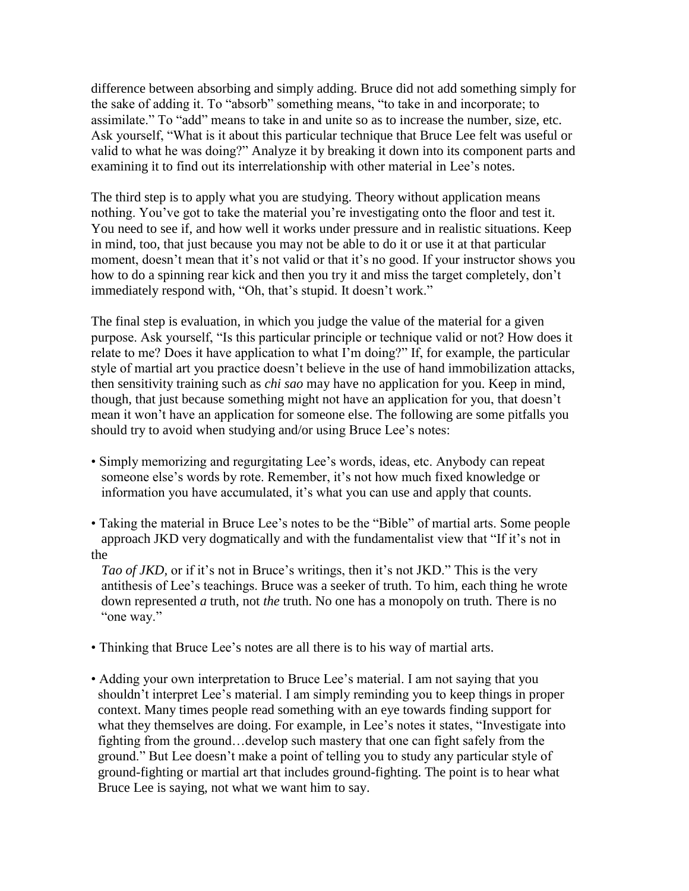difference between absorbing and simply adding. Bruce did not add something simply for the sake of adding it. To "absorb" something means, "to take in and incorporate; to assimilate." To "add" means to take in and unite so as to increase the number, size, etc. Ask yourself, "What is it about this particular technique that Bruce Lee felt was useful or valid to what he was doing?" Analyze it by breaking it down into its component parts and examining it to find out its interrelationship with other material in Lee's notes.

The third step is to apply what you are studying. Theory without application means nothing. You've got to take the material you're investigating onto the floor and test it. You need to see if, and how well it works under pressure and in realistic situations. Keep in mind, too, that just because you may not be able to do it or use it at that particular moment, doesn't mean that it's not valid or that it's no good. If your instructor shows you how to do a spinning rear kick and then you try it and miss the target completely, don't immediately respond with, "Oh, that's stupid. It doesn't work."

The final step is evaluation, in which you judge the value of the material for a given purpose. Ask yourself, "Is this particular principle or technique valid or not? How does it relate to me? Does it have application to what I'm doing?" If, for example, the particular style of martial art you practice doesn't believe in the use of hand immobilization attacks, then sensitivity training such as *chi sao* may have no application for you. Keep in mind, though, that just because something might not have an application for you, that doesn't mean it won't have an application for someone else. The following are some pitfalls you should try to avoid when studying and/or using Bruce Lee's notes:

- Simply memorizing and regurgitating Lee's words, ideas, etc. Anybody can repeat someone else's words by rote. Remember, it's not how much fixed knowledge or information you have accumulated, it's what you can use and apply that counts.

- Taking the material in Bruce Lee's notes to be the "Bible" of martial arts. Some people approach JKD very dogmatically and with the fundamentalist view that "If it's not in the *Tao of JKD*, or if it's not in Bruce's writings, then it's not JKD." This is the very antithesis of Lee's teachings. Bruce was a seeker of truth. To him, each thing he wrote down represented *a* truth, not *the* truth. No one has a monopoly on truth. There is no "one way."

- Thinking that Bruce Lee's notes are all there is to his way of martial arts.

- Adding your own interpretation to Bruce Lee's material. I am not saying that you shouldn't interpret Lee's material. I am simply reminding you to keep things in proper context. Many times people read something with an eye towards finding support for what they themselves are doing. For example, in Lee's notes it states, "Investigate into fighting from the ground…develop such mastery that one can fight safely from the ground." But Lee doesn't make a point of telling you to study any particular style of ground-fighting or martial art that includes ground-fighting. The point is to hear what Bruce Lee is saying, not what we want him to say.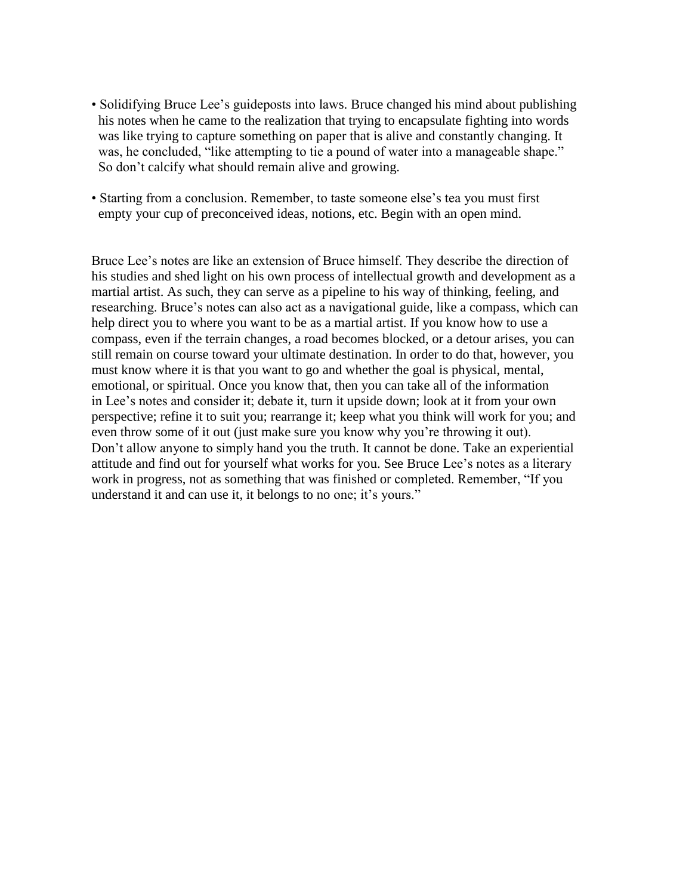- Solidifying Bruce Lee's guideposts into laws. Bruce changed his mind about publishing his notes when he came to the realization that trying to encapsulate fighting into words was like trying to capture something on paper that is alive and constantly changing. It was, he concluded, "like attempting to tie a pound of water into a manageable shape." So don't calcify what should remain alive and growing.

- Starting from a conclusion. Remember, to taste someone else's tea you must first empty your cup of preconceived ideas, notions, etc. Begin with an open mind.

Bruce Lee's notes are like an extension of Bruce himself. They describe the direction of his studies and shed light on his own process of intellectual growth and development as a martial artist. As such, they can serve as a pipeline to his way of thinking, feeling, and researching. Bruce's notes can also act as a navigational guide, like a compass, which can help direct you to where you want to be as a martial artist. If you know how to use a compass, even if the terrain changes, a road becomes blocked, or a detour arises, you can still remain on course toward your ultimate destination. In order to do that, however, you must know where it is that you want to go and whether the goal is physical, mental, emotional, or spiritual. Once you know that, then you can take all of the information in Lee's notes and consider it; debate it, turn it upside down; look at it from your own perspective; refine it to suit you; rearrange it; keep what you think will work for you; and even throw some of it out (just make sure you know why you're throwing it out). Don't allow anyone to simply hand you the truth. It cannot be done. Take an experiential attitude and find out for yourself what works for you. See Bruce Lee's notes as a literary work in progress, not as something that was finished or completed. Remember, "If you understand it and can use it, it belongs to no one; it's yours."